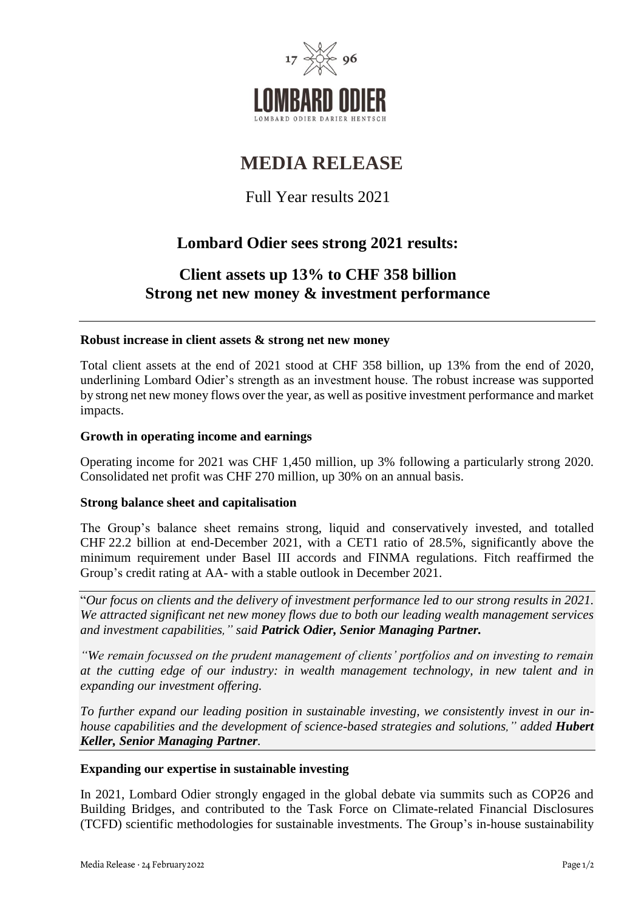# MEDIA RELEASE

Full Year results 2021

## Lombard Odier sees strong 2021 results:

## Client assets up 13% to CHF 358 billion
## Strong net new money & investment performance

---

**Robust increase in client assets & strong net new money**

Total client assets at the end of 2021 stood at CHF 358 billion, up 13% from the end of 2020, underlining Lombard Odier's strength as an investment house. The robust increase was supported by strong net new money flows over the year, as well as positive investment performance and market impacts.

**Growth in operating income and earnings**

Operating income for 2021 was CHF 1,450 million, up 3% following a particularly strong 2020. Consolidated net profit was CHF 270 million, up 30% on an annual basis.

**Strong balance sheet and capitalisation**

The Group's balance sheet remains strong, liquid and conservatively invested, and totalled CHF 22.2 billion at end-December 2021, with a CET1 ratio of 28.5%, significantly above the minimum requirement under Basel III accords and FINMA regulations. Fitch reaffirmed the Group's credit rating at AA- with a stable outlook in December 2021.

---

"*Our focus on clients and the delivery of investment performance led to our strong results in 2021. We attracted significant net new money flows due to both our leading wealth management services and investment capabilities," said* ***Patrick Odier, Senior Managing Partner.***

*"We remain focussed on the prudent management of clients' portfolios and on investing to remain at the cutting edge of our industry: in wealth management technology, in new talent and in expanding our investment offering.*

*To further expand our leading position in sustainable investing, we consistently invest in our in-house capabilities and the development of science-based strategies and solutions," added* ***Hubert Keller, Senior Managing Partner****.*

---

**Expanding our expertise in sustainable investing**

In 2021, Lombard Odier strongly engaged in the global debate via summits such as COP26 and Building Bridges, and contributed to the Task Force on Climate-related Financial Disclosures (TCFD) scientific methodologies for sustainable investments. The Group's in-house sustainability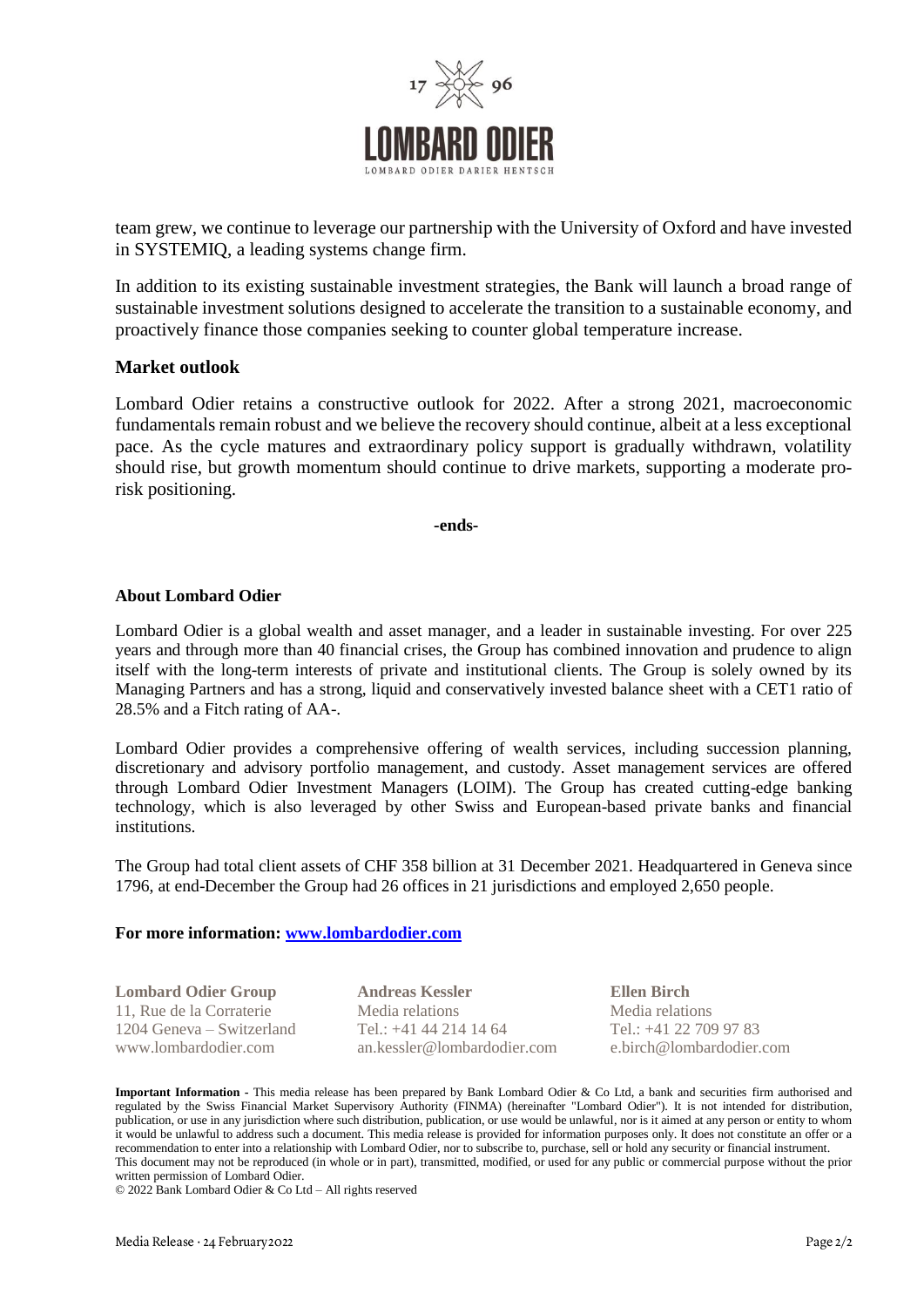team grew, we continue to leverage our partnership with the University of Oxford and have invested in SYSTEMIQ, a leading systems change firm.

In addition to its existing sustainable investment strategies, the Bank will launch a broad range of sustainable investment solutions designed to accelerate the transition to a sustainable economy, and proactively finance those companies seeking to counter global temperature increase.

**Market outlook**

Lombard Odier retains a constructive outlook for 2022. After a strong 2021, macroeconomic fundamentals remain robust and we believe the recovery should continue, albeit at a less exceptional pace. As the cycle matures and extraordinary policy support is gradually withdrawn, volatility should rise, but growth momentum should continue to drive markets, supporting a moderate pro-risk positioning.

**-ends-**

**About Lombard Odier**

Lombard Odier is a global wealth and asset manager, and a leader in sustainable investing. For over 225 years and through more than 40 financial crises, the Group has combined innovation and prudence to align itself with the long-term interests of private and institutional clients. The Group is solely owned by its Managing Partners and has a strong, liquid and conservatively invested balance sheet with a CET1 ratio of 28.5% and a Fitch rating of AA-.

Lombard Odier provides a comprehensive offering of wealth services, including succession planning, discretionary and advisory portfolio management, and custody. Asset management services are offered through Lombard Odier Investment Managers (LOIM). The Group has created cutting-edge banking technology, which is also leveraged by other Swiss and European-based private banks and financial institutions.

The Group had total client assets of CHF 358 billion at 31 December 2021. Headquartered in Geneva since 1796, at end-December the Group had 26 offices in 21 jurisdictions and employed 2,650 people.

**For more information: www.lombardodier.com**

**Lombard Odier Group**
11, Rue de la Corraterie
1204 Geneva – Switzerland
www.lombardodier.com

**Andreas Kessler**
Media relations
Tel.: +41 44 214 14 64
an.kessler@lombardodier.com

**Ellen Birch**
Media relations
Tel.: +41 22 709 97 83
e.birch@lombardodier.com

**Important Information** - This media release has been prepared by Bank Lombard Odier & Co Ltd, a bank and securities firm authorised and regulated by the Swiss Financial Market Supervisory Authority (FINMA) (hereinafter "Lombard Odier"). It is not intended for distribution, publication, or use in any jurisdiction where such distribution, publication, or use would be unlawful, nor is it aimed at any person or entity to whom it would be unlawful to address such a document. This media release is provided for information purposes only. It does not constitute an offer or a recommendation to enter into a relationship with Lombard Odier, nor to subscribe to, purchase, sell or hold any security or financial instrument.
This document may not be reproduced (in whole or in part), transmitted, modified, or used for any public or commercial purpose without the prior written permission of Lombard Odier.
© 2022 Bank Lombard Odier & Co Ltd – All rights reserved